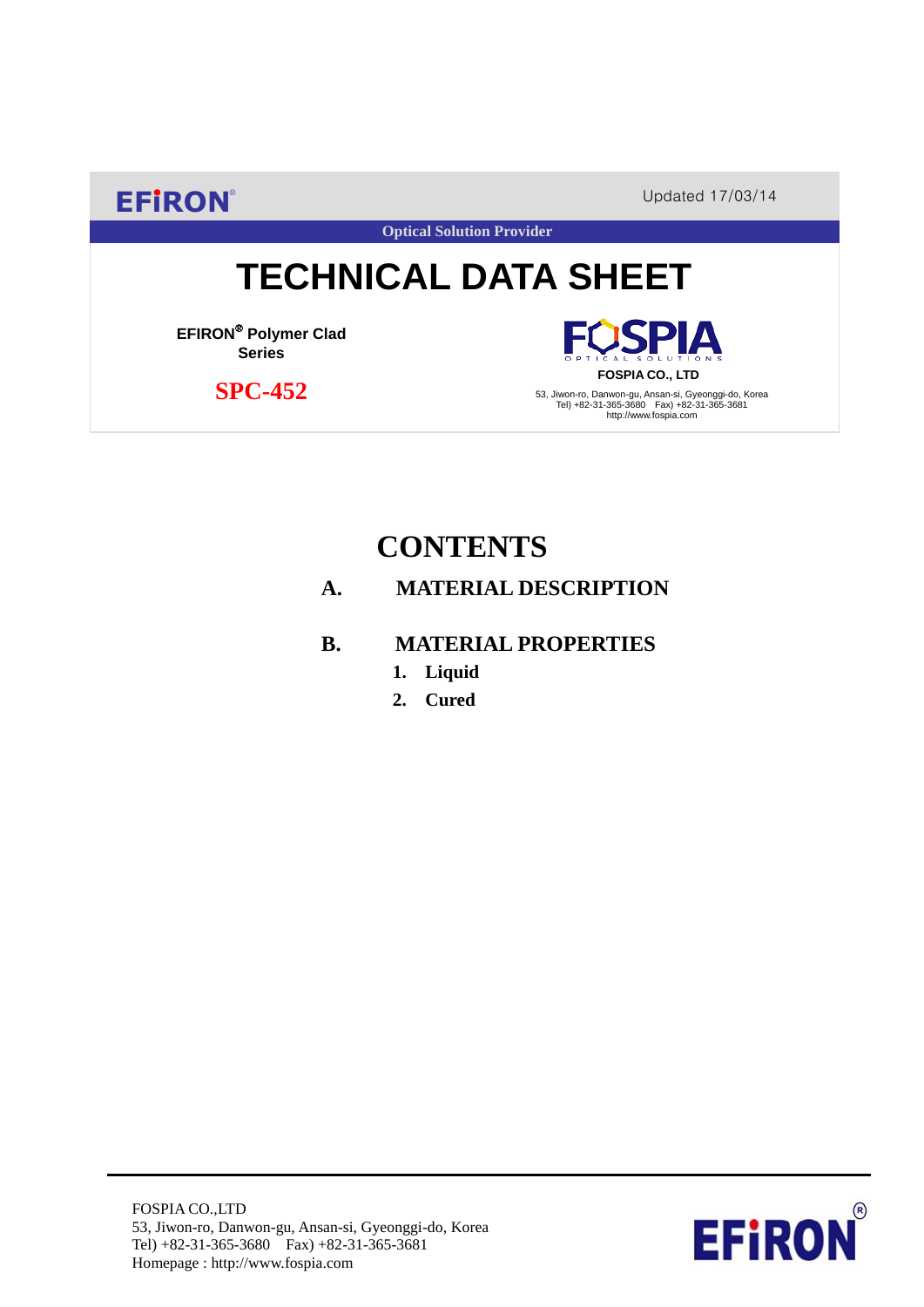EFIRON®

Updated 17/03/14

Optical Solution Provider

# TECHNICAL DATA SHEET

**EFIRON® Polymer Clad Series**

**SPC-452**

FOSPIA OPTICAL SOLUTIONS

**FOSPIA CO., LTD**

53, Jiwon-ro, Danwon-gu, Ansan-si, Gyeonggi-do, Korea
Tel) +82-31-365-3680 Fax) +82-31-365-3681
http://www.fospia.com

## CONTENTS

**A. MATERIAL DESCRIPTION**

**B. MATERIAL PROPERTIES**

1. **Liquid**
2. **Cured**

FOSPIA CO.,LTD
53, Jiwon-ro, Danwon-gu, Ansan-si, Gyeonggi-do, Korea
Tel) +82-31-365-3680 Fax) +82-31-365-3681
Homepage : http://www.fospia.com

EFIRON®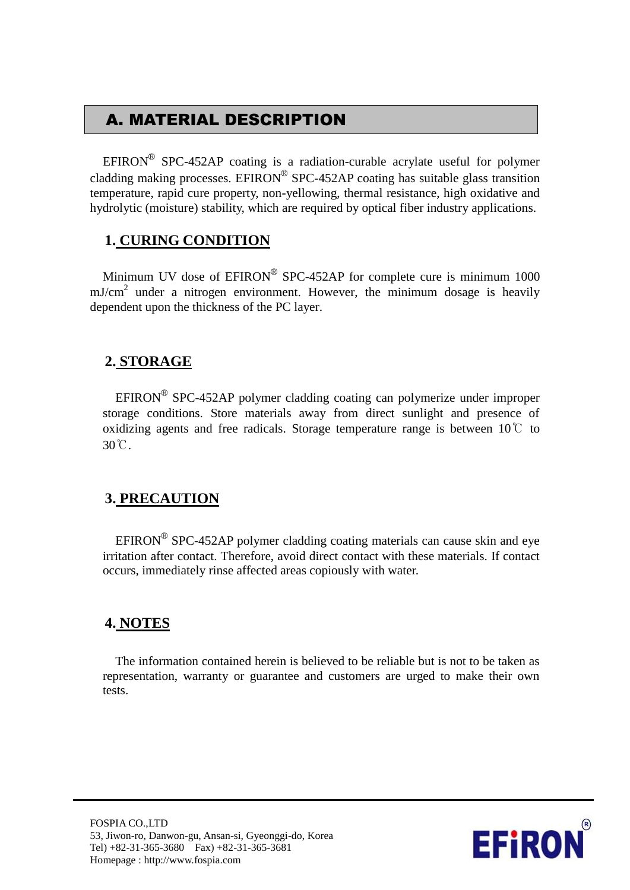## A. MATERIAL DESCRIPTION

EFIRON® SPC-452AP coating is a radiation-curable acrylate useful for polymer cladding making processes. EFIRON® SPC-452AP coating has suitable glass transition temperature, rapid cure property, non-yellowing, thermal resistance, high oxidative and hydrolytic (moisture) stability, which are required by optical fiber industry applications.

### 1. CURING CONDITION

Minimum UV dose of EFIRON® SPC-452AP for complete cure is minimum 1000 $mJ/cm^2$ under a nitrogen environment. However, the minimum dosage is heavily dependent upon the thickness of the PC layer.

### 2. STORAGE

EFIRON® SPC-452AP polymer cladding coating can polymerize under improper storage conditions. Store materials away from direct sunlight and presence of oxidizing agents and free radicals. Storage temperature range is between 10℃ to 30℃.

### 3. PRECAUTION

EFIRON® SPC-452AP polymer cladding coating materials can cause skin and eye irritation after contact. Therefore, avoid direct contact with these materials. If contact occurs, immediately rinse affected areas copiously with water.

### 4. NOTES

The information contained herein is believed to be reliable but is not to be taken as representation, warranty or guarantee and customers are urged to make their own tests.

FOSPIA CO.,LTD
53, Jiwon-ro, Danwon-gu, Ansan-si, Gyeonggi-do, Korea
Tel) +82-31-365-3680 Fax) +82-31-365-3681
Homepage : http://www.fospia.com

EFiRON®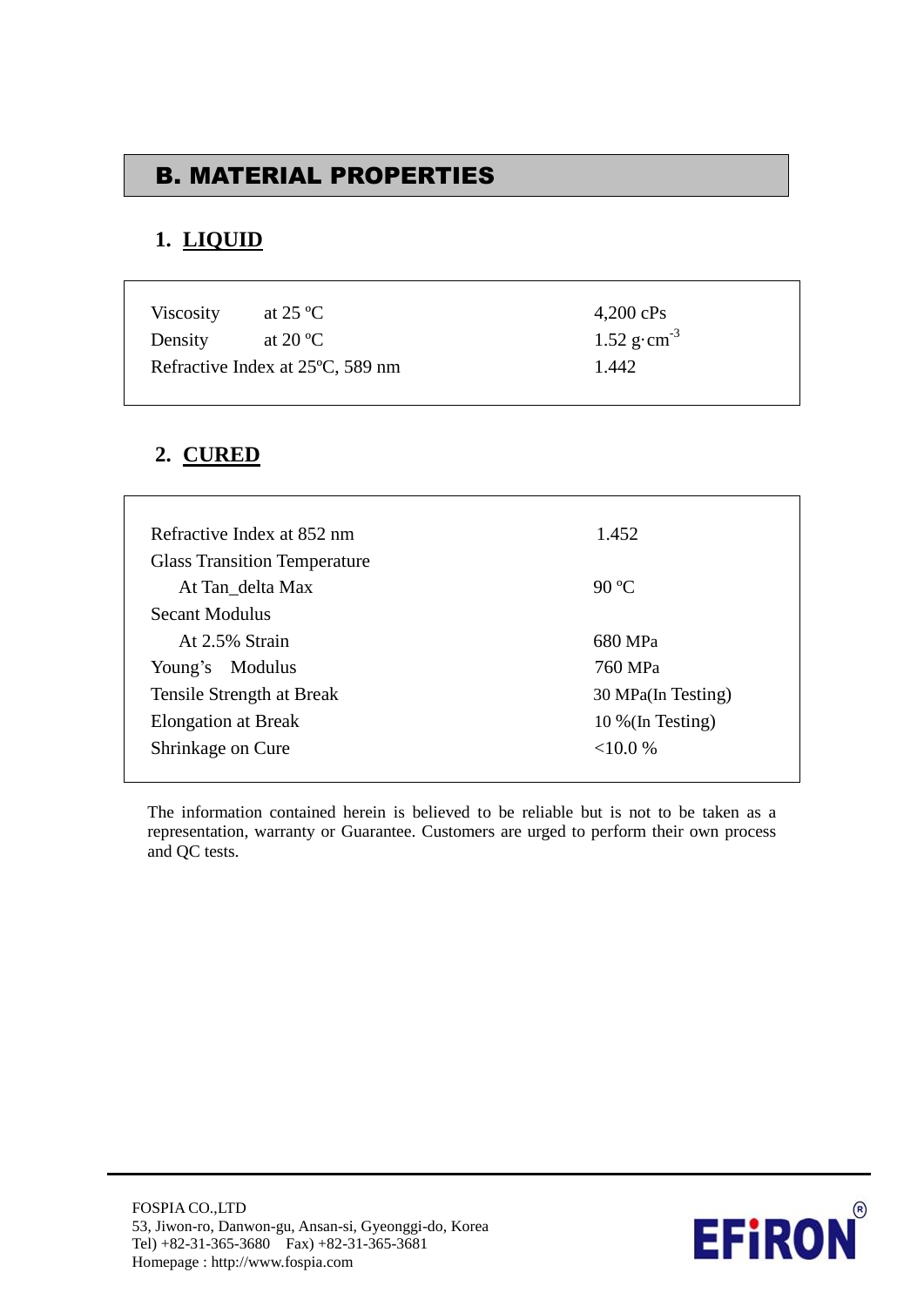## B. MATERIAL PROPERTIES

### 1. LIQUID

| | |
|---|---|
| Viscosity at 25 ºC | 4,200 cPs |
| Density at 20 ºC | 1.52 g·cm$^{-3}$ |
| Refractive Index at 25ºC, 589 nm | 1.442 |

### 2. CURED

| | |
|---|---|
| Refractive Index at 852 nm | 1.452 |
| Glass Transition Temperature | |
| At Tan_delta Max | 90 ºC |
| Secant Modulus | |
| At 2.5% Strain | 680 MPa |
| Young's Modulus | 760 MPa |
| Tensile Strength at Break | 30 MPa(In Testing) |
| Elongation at Break | 10 %(In Testing) |
| Shrinkage on Cure | <10.0 % |

The information contained herein is believed to be reliable but is not to be taken as a representation, warranty or Guarantee. Customers are urged to perform their own process and QC tests.

FOSPIA CO.,LTD
53, Jiwon-ro, Danwon-gu, Ansan-si, Gyeonggi-do, Korea
Tel) +82-31-365-3680 Fax) +82-31-365-3681
Homepage : http://www.fospia.com

EFiRON®